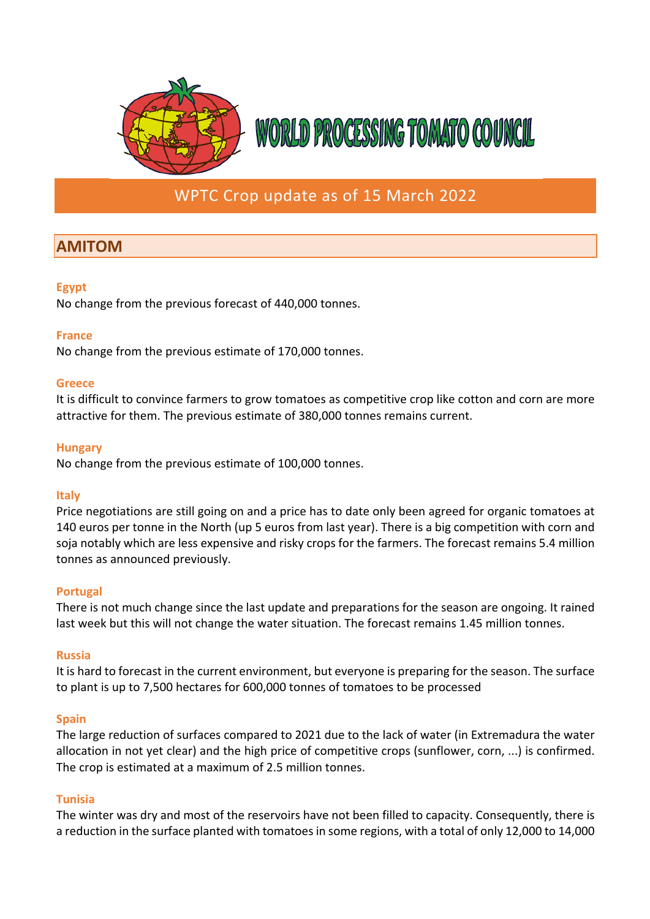WORLD PROCESSING TOMATO COUNCIL

# WPTC Crop update as of 15 March 2022

## AMITOM

### Egypt

No change from the previous forecast of 440,000 tonnes.

### France

No change from the previous estimate of 170,000 tonnes.

### Greece

It is difficult to convince farmers to grow tomatoes as competitive crop like cotton and corn are more attractive for them. The previous estimate of 380,000 tonnes remains current.

### Hungary

No change from the previous estimate of 100,000 tonnes.

### Italy

Price negotiations are still going on and a price has to date only been agreed for organic tomatoes at 140 euros per tonne in the North (up 5 euros from last year). There is a big competition with corn and soja notably which are less expensive and risky crops for the farmers. The forecast remains 5.4 million tonnes as announced previously.

### Portugal

There is not much change since the last update and preparations for the season are ongoing. It rained last week but this will not change the water situation. The forecast remains 1.45 million tonnes.

### Russia

It is hard to forecast in the current environment, but everyone is preparing for the season. The surface to plant is up to 7,500 hectares for 600,000 tonnes of tomatoes to be processed

### Spain

The large reduction of surfaces compared to 2021 due to the lack of water (in Extremadura the water allocation in not yet clear) and the high price of competitive crops (sunflower, corn, ...) is confirmed. The crop is estimated at a maximum of 2.5 million tonnes.

### Tunisia

The winter was dry and most of the reservoirs have not been filled to capacity. Consequently, there is a reduction in the surface planted with tomatoes in some regions, with a total of only 12,000 to 14,000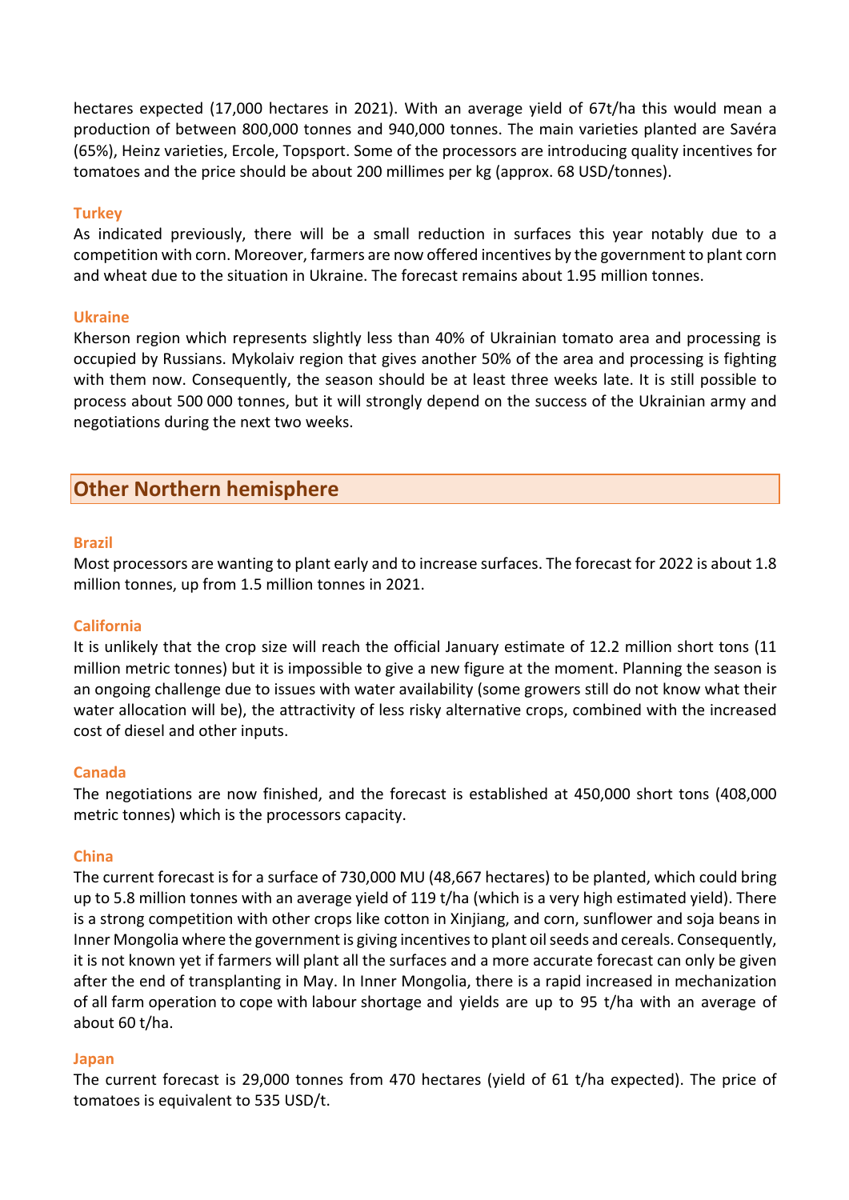hectares expected (17,000 hectares in 2021). With an average yield of 67t/ha this would mean a production of between 800,000 tonnes and 940,000 tonnes. The main varieties planted are Savéra (65%), Heinz varieties, Ercole, Topsport. Some of the processors are introducing quality incentives for tomatoes and the price should be about 200 millimes per kg (approx. 68 USD/tonnes).

### Turkey

As indicated previously, there will be a small reduction in surfaces this year notably due to a competition with corn. Moreover, farmers are now offered incentives by the government to plant corn and wheat due to the situation in Ukraine. The forecast remains about 1.95 million tonnes.

### Ukraine

Kherson region which represents slightly less than 40% of Ukrainian tomato area and processing is occupied by Russians. Mykolaiv region that gives another 50% of the area and processing is fighting with them now. Consequently, the season should be at least three weeks late. It is still possible to process about 500 000 tonnes, but it will strongly depend on the success of the Ukrainian army and negotiations during the next two weeks.

## Other Northern hemisphere

### Brazil

Most processors are wanting to plant early and to increase surfaces. The forecast for 2022 is about 1.8 million tonnes, up from 1.5 million tonnes in 2021.

### California

It is unlikely that the crop size will reach the official January estimate of 12.2 million short tons (11 million metric tonnes) but it is impossible to give a new figure at the moment. Planning the season is an ongoing challenge due to issues with water availability (some growers still do not know what their water allocation will be), the attractivity of less risky alternative crops, combined with the increased cost of diesel and other inputs.

### Canada

The negotiations are now finished, and the forecast is established at 450,000 short tons (408,000 metric tonnes) which is the processors capacity.

### China

The current forecast is for a surface of 730,000 MU (48,667 hectares) to be planted, which could bring up to 5.8 million tonnes with an average yield of 119 t/ha (which is a very high estimated yield). There is a strong competition with other crops like cotton in Xinjiang, and corn, sunflower and soja beans in Inner Mongolia where the government is giving incentives to plant oil seeds and cereals. Consequently, it is not known yet if farmers will plant all the surfaces and a more accurate forecast can only be given after the end of transplanting in May. In Inner Mongolia, there is a rapid increased in mechanization of all farm operation to cope with labour shortage and yields are up to 95 t/ha with an average of about 60 t/ha.

### Japan

The current forecast is 29,000 tonnes from 470 hectares (yield of 61 t/ha expected). The price of tomatoes is equivalent to 535 USD/t.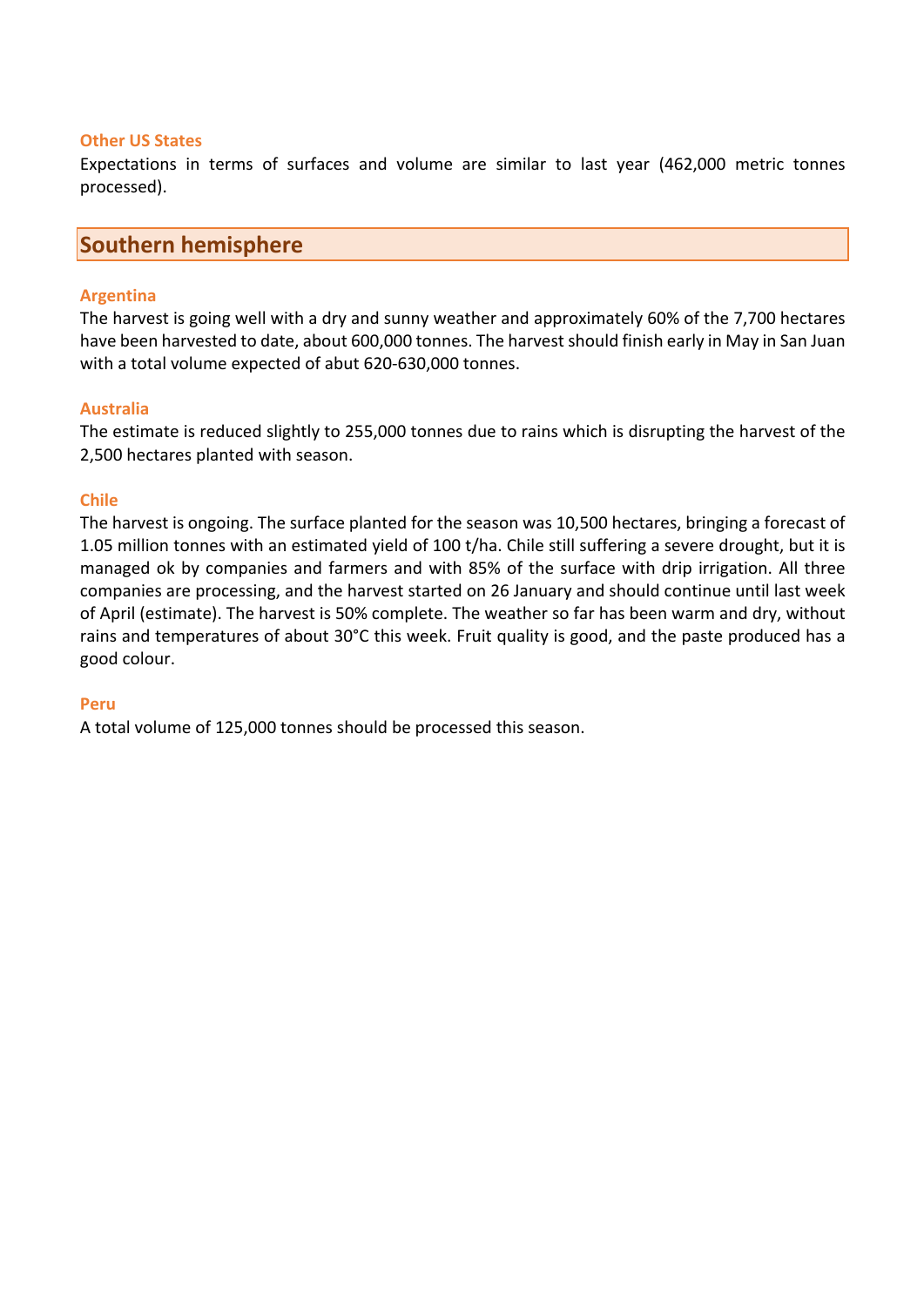### Other US States

Expectations in terms of surfaces and volume are similar to last year (462,000 metric tonnes processed).

## Southern hemisphere

### Argentina

The harvest is going well with a dry and sunny weather and approximately 60% of the 7,700 hectares have been harvested to date, about 600,000 tonnes. The harvest should finish early in May in San Juan with a total volume expected of abut 620-630,000 tonnes.

### Australia

The estimate is reduced slightly to 255,000 tonnes due to rains which is disrupting the harvest of the 2,500 hectares planted with season.

### Chile

The harvest is ongoing. The surface planted for the season was 10,500 hectares, bringing a forecast of 1.05 million tonnes with an estimated yield of 100 t/ha. Chile still suffering a severe drought, but it is managed ok by companies and farmers and with 85% of the surface with drip irrigation. All three companies are processing, and the harvest started on 26 January and should continue until last week of April (estimate). The harvest is 50% complete. The weather so far has been warm and dry, without rains and temperatures of about 30°C this week. Fruit quality is good, and the paste produced has a good colour.

### Peru

A total volume of 125,000 tonnes should be processed this season.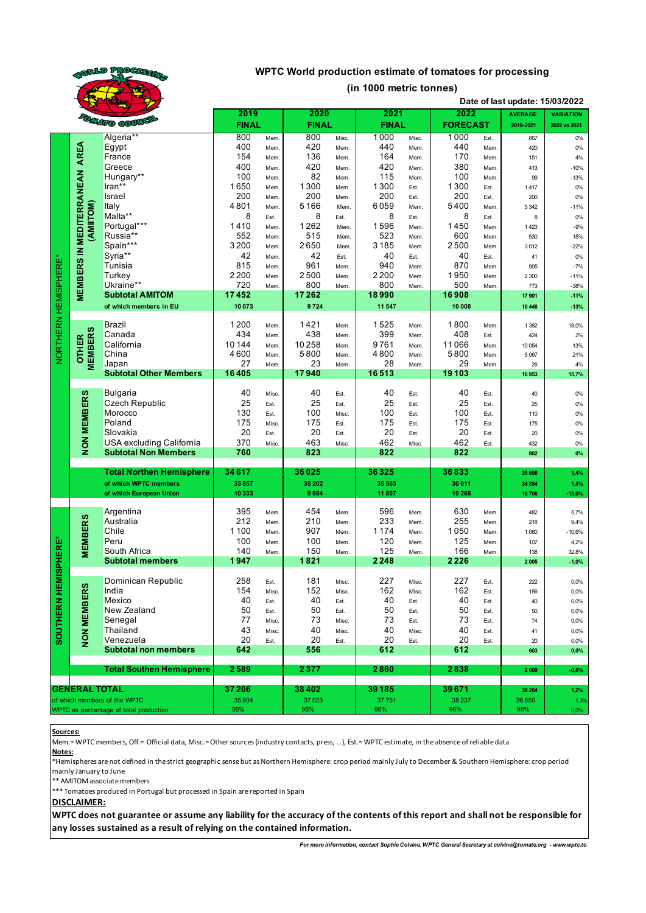# WPTC World production estimate of tomatoes for processing

## (in 1000 metric tonnes)

**Date of last update: 15/03/2022**

| | | | 2019 FINAL | | 2020 FINAL | | 2021 FINAL | | 2022 FORECAST | | AVERAGE 2019-2021 | VARIATION 2022 vs 2021 |
|---|---|---|---|---|---|---|---|---|---|---|---|---|
| NORTHERN HEMISPHERE* | MEMBERS IN MEDITERRANEAN AREA (AMITOM) | Algeria** | 800 | Mem. | 800 | Misc. | 1 000 | Misc. | 1 000 | Est. | 867 | 0% |
| | | Egypt | 400 | Mem. | 420 | Mem. | 440 | Mem. | 440 | Mem. | 420 | 0% |
| | | France | 154 | Mem. | 136 | Mem. | 164 | Mem. | 170 | Mem. | 151 | 4% |
| | | Greece | 400 | Mem. | 420 | Mem. | 420 | Mem. | 380 | Mem. | 413 | -10% |
| | | Hungary** | 100 | Mem. | 82 | Mem. | 115 | Mem. | 100 | Mem. | 99 | -13% |
| | | Iran** | 1 650 | Mem. | 1 300 | Mem. | 1 300 | Est. | 1 300 | Est. | 1 417 | 0% |
| | | Israel | 200 | Mem. | 200 | Mem. | 200 | Est. | 200 | Est. | 200 | 0% |
| | | Italy | 4 801 | Mem. | 5 166 | Mem. | 6 059 | Mem. | 5 400 | Mem. | 5 342 | -11% |
| | | Malta** | 8 | Est. | 8 | Est. | 8 | Est. | 8 | Est. | 8 | 0% |
| | | Portugal*** | 1 410 | Mem. | 1 262 | Mem. | 1 596 | Mem. | 1 450 | Mem. | 1 423 | -9% |
| | | Russia** | 552 | Mem. | 515 | Mem. | 523 | Mem. | 600 | Mem. | 530 | 15% |
| | | Spain*** | 3 200 | Mem. | 2 650 | Mem. | 3 185 | Mem. | 2 500 | Mem. | 3 012 | -22% |
| | | Syria** | 42 | Mem. | 42 | Est. | 40 | Est. | 40 | Est. | 41 | 0% |
| | | Tunisia | 815 | Mem. | 961 | Mem. | 940 | Mem. | 870 | Mem. | 905 | -7% |
| | | Turkey | 2 200 | Mem. | 2 500 | Mem. | 2 200 | Mem. | 1 950 | Mem. | 2 300 | -11% |
| | | Ukraine** | 720 | Mem. | 800 | Mem. | 800 | Mem. | 500 | Mem. | 773 | -38% |
| | | **Subtotal AMITOM** | **17 452** | | **17 262** | | **18 990** | | **16 908** | | **17 901** | **-11%** |
| | | **of which members in EU** | **10 073** | | **9 724** | | **11 547** | | **10 008** | | **10 448** | **-13%** |
| | OTHER MEMBERS | Brazil | 1 200 | Mem. | 1 421 | Mem. | 1 525 | Mem. | 1 800 | Mem. | 1 382 | 18,0% |
| | | Canada | 434 | Mem. | 438 | Mem. | 399 | Mem. | 408 | Est. | 424 | 2% |
| | | California | 10 144 | Mem. | 10 258 | Mem. | 9 761 | Mem. | 11 066 | Mem. | 10 054 | 13% |
| | | China | 4 600 | Mem. | 5 800 | Mem. | 4 800 | Mem. | 5 800 | Mem. | 5 067 | 21% |
| | | Japan | 27 | Mem. | 23 | Mem. | 28 | Mem. | 29 | Mem. | 26 | 4% |
| | | **Subtotal Other Members** | **16 405** | | **17 940** | | **16 513** | | **19 103** | | **16 953** | **15,7%** |
| | NON MEMBERS | Bulgaria | 40 | Misc. | 40 | Est. | 40 | Est. | 40 | Est. | 40 | 0% |
| | | Czech Republic | 25 | Est. | 25 | Est. | 25 | Est. | 25 | Est. | 25 | 0% |
| | | Morocco | 130 | Est. | 100 | Misc. | 100 | Est. | 100 | Est. | 110 | 0% |
| | | Poland | 175 | Misc. | 175 | Est. | 175 | Est. | 175 | Est. | 175 | 0% |
| | | Slovakia | 20 | Est. | 20 | Est. | 20 | Est. | 20 | Est. | 20 | 0% |
| | | USA excluding California | 370 | Misc. | 463 | Misc. | 462 | Misc. | 462 | Est. | 432 | 0% |
| | | **Subtotal Non Members** | **760** | | **823** | | **822** | | **822** | | **802** | **0%** |
| | | **Total Northen Hemisphere** | **34 617** | | **36 025** | | **36 325** | | **36 833** | | **35 656** | **1,4%** |
| | | **of which WPTC members** | **33 857** | | **35 202** | | **35 503** | | **36 011** | | **34 854** | **1,4%** |
| | | **of which European Union** | **10 333** | | **9 984** | | **11 807** | | **10 268** | | **10 708** | **-13,0%** |
| SOUTHERN HEMISPHERE* | MEMBERS | Argentina | 395 | Mem. | 454 | Mem. | 596 | Mem. | 630 | Mem. | 482 | 5,7% |
| | | Australia | 212 | Mem. | 210 | Mem. | 233 | Mem. | 255 | Mem. | 218 | 9,4% |
| | | Chile | 1 100 | Mem. | 907 | Mem. | 1 174 | Mem. | 1 050 | Mem. | 1 060 | -10,6% |
| | | Peru | 100 | Mem. | 100 | Mem. | 120 | Mem. | 125 | Mem. | 107 | 4,2% |
| | | South Africa | 140 | Mem. | 150 | Mem. | 125 | Mem. | 166 | Mem. | 138 | 32,8% |
| | | **Subtotal members** | **1 947** | | **1 821** | | **2 248** | | **2 226** | | **2 005** | **-1,0%** |
| | NON MEMBERS | Dominican Republic | 258 | Est. | 181 | Misc. | 227 | Misc. | 227 | Est. | 222 | 0,0% |
| | | India | 154 | Misc. | 152 | Misc. | 162 | Misc. | 162 | Est. | 156 | 0,0% |
| | | Mexico | 40 | Est. | 40 | Est. | 40 | Est. | 40 | Est. | 40 | 0,0% |
| | | New Zealand | 50 | Est. | 50 | Est. | 50 | Est. | 50 | Est. | 50 | 0,0% |
| | | Senegal | 77 | Misc. | 73 | Misc. | 73 | Est. | 73 | Est. | 74 | 0,0% |
| | | Thailand | 43 | Misc. | 40 | Misc. | 40 | Misc. | 40 | Est. | 41 | 0,0% |
| | | Venezuela | 20 | Est. | 20 | Est. | 20 | Est. | 20 | Est. | 20 | 0,0% |
| | | **Subtotal non members** | **642** | | **556** | | **612** | | **612** | | **603** | **0,0%** |
| | | **Total Southen Hemisphere** | **2 589** | | **2 377** | | **2 860** | | **2 838** | | **2 609** | **-0,8%** |
| **GENERAL TOTAL** | | | **37 206** | | **38 402** | | **39 185** | | **39 671** | | **38 264** | **1,2%** |
| of which members of the WPTC | | | 35 804 | | 37 023 | | 37 751 | | 38 237 | | 36 859 | 1,3% |
| WPTC as percentage of total production | | | 96% | | 96% | | 96% | | 96% | | 96% | 0,0% |

**Sources:**

Mem.= WPTC members, Off.= Official data, Misc.= Other sources (industry contacts, press, ...), Est.= WPTC estimate, in the absence of reliable data

**Notes:**

*Hemispheres are not defined in the strict geographic sense but as Northern Hemisphere: crop period mainly July to December & Southern Hemisphere: crop period mainly January to June

** AMITOM associate members

*** Tomatoes produced in Portugal but processed in Spain are reported in Spain

**DISCLAIMER:**

**WPTC does not guarantee or assume any liability for the accuracy of the contents of this report and shall not be responsible for any losses sustained as a result of relying on the contained information.**

*For more information, contact Sophie Colvine, WPTC General Secretary at colvine@tomate.org - www.wptc.to*